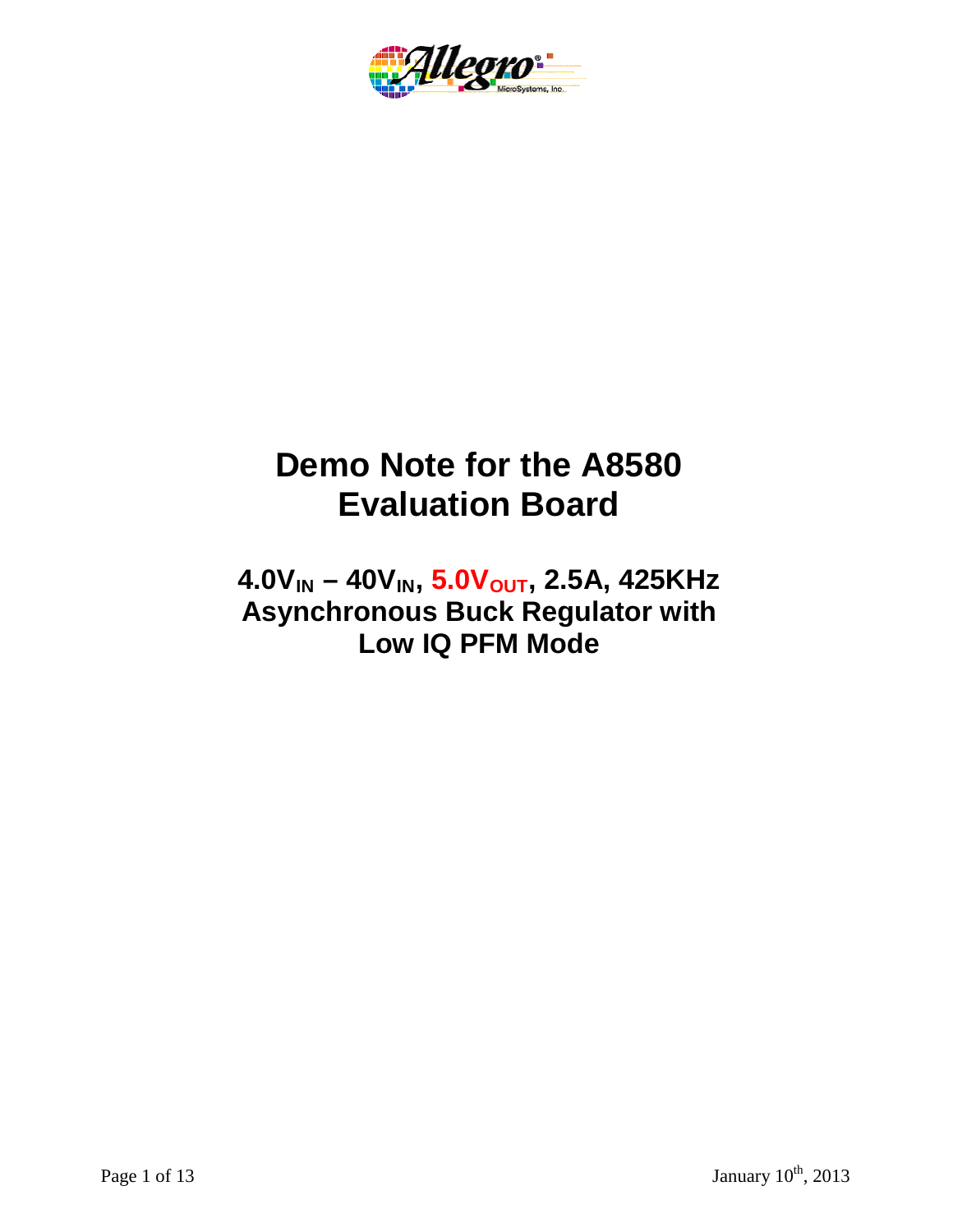# Demo Note for the A8580 Evaluation Board

## $4.0V_{IN}$ – $40V_{IN}$, $5.0V_{OUT}$, 2.5A, 425KHz Asynchronous Buck Regulator with Low IQ PFM Mode

January 10th, 2013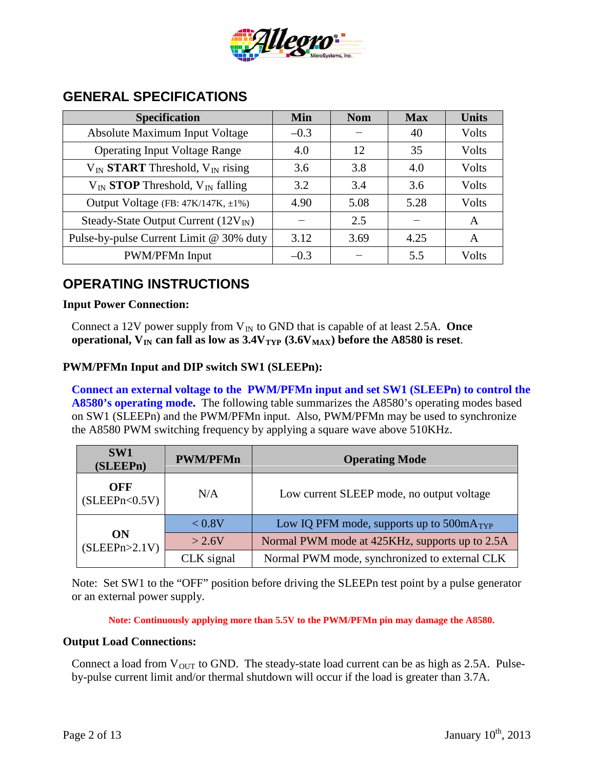## GENERAL SPECIFICATIONS

| Specification | Min | Nom | Max | Units |
|---|---|---|---|---|
| Absolute Maximum Input Voltage | –0.3 | – | 40 | Volts |
| Operating Input Voltage Range | 4.0 | 12 | 35 | Volts |
| $V_{IN}$ **START** Threshold, $V_{IN}$ rising | 3.6 | 3.8 | 4.0 | Volts |
| $V_{IN}$ **STOP** Threshold, $V_{IN}$ falling | 3.2 | 3.4 | 3.6 | Volts |
| Output Voltage (FB: 47K/147K, ±1%) | 4.90 | 5.08 | 5.28 | Volts |
| Steady-State Output Current ($12V_{IN}$) | – | 2.5 | – | A |
| Pulse-by-pulse Current Limit @ 30% duty | 3.12 | 3.69 | 4.25 | A |
| PWM/PFMn Input | –0.3 | – | 5.5 | Volts |

## OPERATING INSTRUCTIONS

**Input Power Connection:**

Connect a 12V power supply from $V_{IN}$ to GND that is capable of at least 2.5A. **Once operational, $V_{IN}$ can fall as low as $3.4V_{TYP}$ ($3.6V_{MAX}$) before the A8580 is reset**.

**PWM/PFMn Input and DIP switch SW1 (SLEEPn):**

**Connect an external voltage to the PWM/PFMn input and set SW1 (SLEEPn) to control the A8580's operating mode.** The following table summarizes the A8580's operating modes based on SW1 (SLEEPn) and the PWM/PFMn input. Also, PWM/PFMn may be used to synchronize the A8580 PWM switching frequency by applying a square wave above 510KHz.

| SW1 (SLEEPn) | PWM/PFMn | Operating Mode |
|---|---|---|
| **OFF** (SLEEPn<0.5V) | N/A | Low current SLEEP mode, no output voltage |
| **ON** (SLEEPn>2.1V) | < 0.8V | Low IQ PFM mode, supports up to $500mA_{TYP}$ |
| | > 2.6V | Normal PWM mode at 425KHz, supports up to 2.5A |
| | CLK signal | Normal PWM mode, synchronized to external CLK |

Note: Set SW1 to the "OFF" position before driving the SLEEPn test point by a pulse generator or an external power supply.

**Note: Continuously applying more than 5.5V to the PWM/PFMn pin may damage the A8580.**

**Output Load Connections:**

Connect a load from $V_{OUT}$ to GND. The steady-state load current can be as high as 2.5A. Pulse-by-pulse current limit and/or thermal shutdown will occur if the load is greater than 3.7A.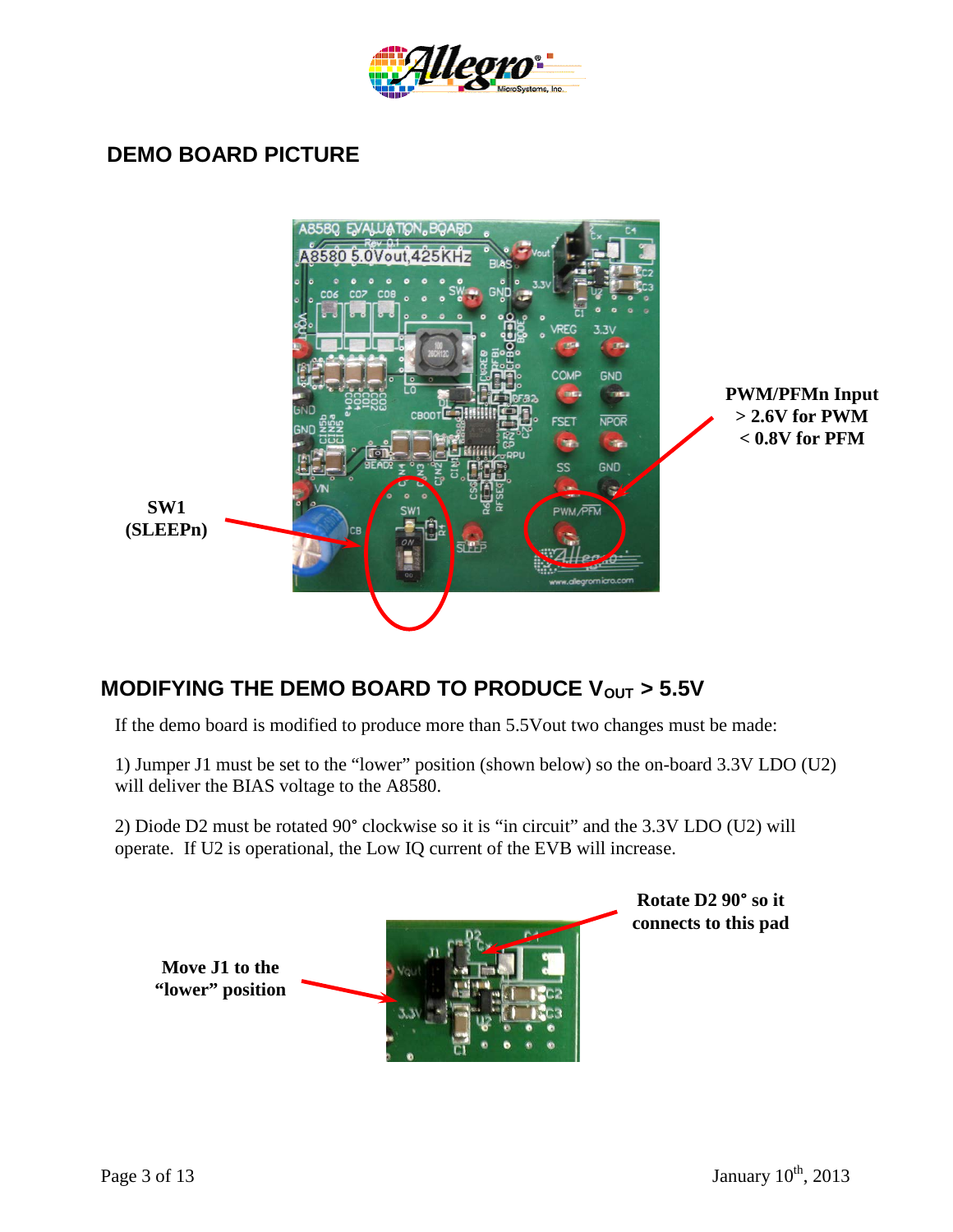## DEMO BOARD PICTURE

**SW1 (SLEEPn)**

**PWM/PFMn Input**
**> 2.6V for PWM**
**< 0.8V for PFM**

## MODIFYING THE DEMO BOARD TO PRODUCE $V_{OUT}$ > 5.5V

If the demo board is modified to produce more than 5.5Vout two changes must be made:

1) Jumper J1 must be set to the "lower" position (shown below) so the on-board 3.3V LDO (U2) will deliver the BIAS voltage to the A8580.

2) Diode D2 must be rotated 90° clockwise so it is "in circuit" and the 3.3V LDO (U2) will operate. If U2 is operational, the Low IQ current of the EVB will increase.

**Move J1 to the "lower" position**

**Rotate D2 90° so it connects to this pad**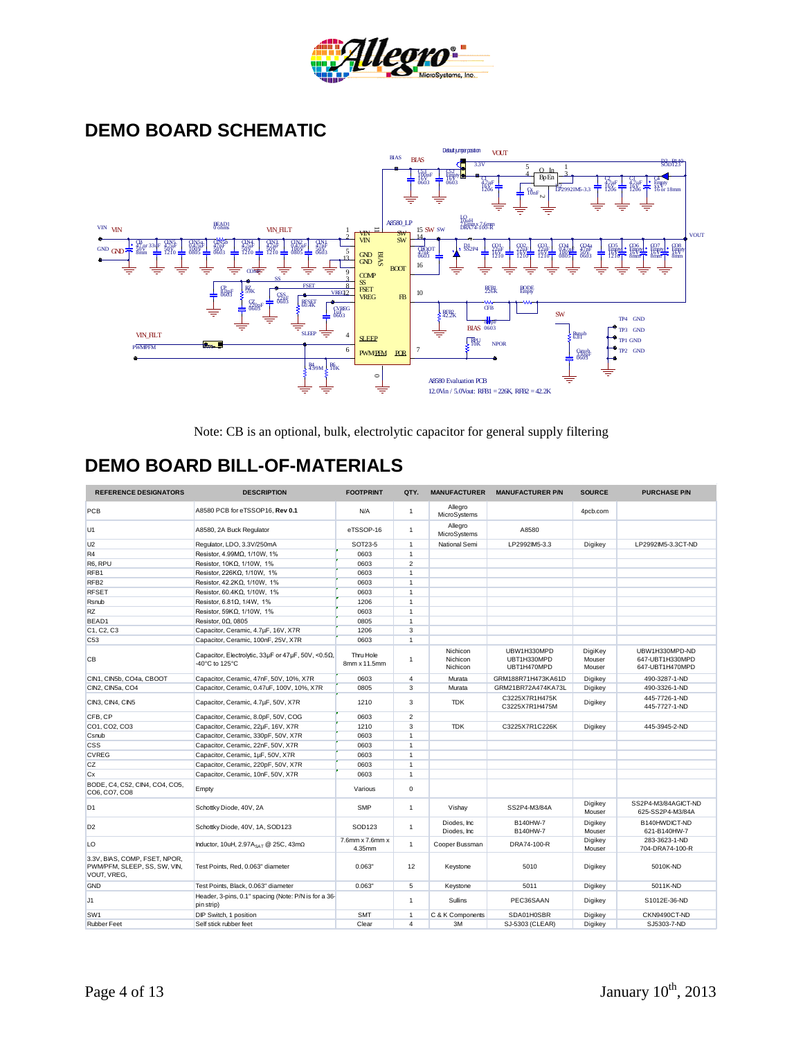## DEMO BOARD SCHEMATIC

Note: CB is an optional, bulk, electrolytic capacitor for general supply filtering

## DEMO BOARD BILL-OF-MATERIALS

| REFERENCE DESIGNATORS | DESCRIPTION | FOOTPRINT | QTY. | MANUFACTURER | MANUFACTURER P/N | SOURCE | PURCHASE P/N |
|---|---|---|---|---|---|---|---|
| PCB | A8580 PCB for eTSSOP16, **Rev 0.1** | N/A | 1 | Allegro MicroSystems | | 4pcb.com | |
| U1 | A8580, 2A Buck Regulator | eTSSOP-16 | 1 | Allegro MicroSystems | A8580 | | |
| U2 | Regulator, LDO, 3.3V/250mA | SOT23-5 | 1 | National Semi | LP2992IM5-3.3 | Digikey | LP2992IM5-3.3CT-ND |
| R4 | Resistor, 4.99MΩ, 1/10W, 1% | 0603 | 1 | | | | |
| R6, RPU | Resistor, 10KΩ, 1/10W, 1% | 0603 | 2 | | | | |
| RFB1 | Resistor, 226KΩ, 1/10W, 1% | 0603 | 1 | | | | |
| RFB2 | Resistor, 42.2KΩ, 1/10W, 1% | 0603 | 1 | | | | |
| RFSET | Resistor, 60.4KΩ, 1/10W, 1% | 0603 | 1 | | | | |
| Rsnub | Resistor, 6.81Ω, 1/4W, 1% | 1206 | 1 | | | | |
| RZ | Resistor, 59KΩ, 1/10W, 1% | 0603 | 1 | | | | |
| BEAD1 | Resistor, 0Ω, 0805 | 0805 | 1 | | | | |
| C1, C2, C3 | Capacitor, Ceramic, 4.7µF, 16V, X7R | 1206 | 3 | | | | |
| C53 | Capacitor, Ceramic, 100nF, 25V, X7R | 0603 | 1 | | | | |
| CB | Capacitor, Electrolytic, 33µF or 47µF, 50V, <0.5Ω, -40°C to 125°C | Thru Hole 8mm x 11.5mm | 1 | Nichicon Nichicon Nichicon | UBW1H330MPD UBT1H330MPD UBT1H470MPD | DigiKey Mouser Mouser | UBW1H330MPD-ND 647-UBT1H330MPD 647-UBT1H470MPD |
| CIN1, CIN5b, CO4a, CBOOT | Capacitor, Ceramic, 47nF, 50V, 10%, X7R | 0603 | 4 | Murata | GRM188R71H473KA61D | Digikey | 490-3287-1-ND |
| CIN2, CIN5a, CO4 | Capacitor, Ceramic, 0.47uF, 100V, 10%, X7R | 0805 | 3 | Murata | GRM21BR72A474KA73L | Digikey | 490-3326-1-ND |
| CIN3, CIN4, CIN5 | Capacitor, Ceramic, 4.7µF, 50V, X7R | 1210 | 3 | TDK | C3225X7R1H475K C3225X7R1H475M | Digikey | 445-7726-1-ND 445-7727-1-ND |
| CFB, CP | Capacitor, Ceramic, 8.0pF, 50V, COG | 0603 | 2 | | | | |
| CO1, CO2, CO3 | Capacitor, Ceramic, 22µF, 16V, X7R | 1210 | 3 | TDK | C3225X7R1C226K | Digikey | 445-3945-2-ND |
| Csnub | Capacitor, Ceramic, 330pF, 50V, X7R | 0603 | 1 | | | | |
| CSS | Capacitor, Ceramic, 22nF, 50V, X7R | 0603 | 1 | | | | |
| CVREG | Capacitor, Ceramic, 1µF, 50V, X7R | 0603 | 1 | | | | |
| CZ | Capacitor, Ceramic, 220pF, 50V, X7R | 0603 | 1 | | | | |
| Cx | Capacitor, Ceramic, 10nF, 50V, X7R | 0603 | 1 | | | | |
| BODE, C4, C52, CIN4, CO4, CO5, CO6, CO7, CO8 | Empty | Various | 0 | | | | |
| D1 | Schottky Diode, 40V, 2A | SMP | 1 | Vishay | SS2P4-M3/84A | Digikey Mouser | SS2P4-M3/84AGICT-ND 625-SS2P4-M3/84A |
| D2 | Schottky Diode, 40V, 1A, SOD123 | SOD123 | 1 | Diodes, Inc Diodes, Inc | B140HW-7 B140HW-7 | Digikey Mouser | B140HWDICT-ND 621-B140HW-7 |
| LO | Inductor, 10uH, 2.97A$_{SAT}$ @ 25C, 43mΩ | 7.6mm x 7.6mm x 4.35mm | 1 | Cooper Bussman | DRA74-100-R | Digikey Mouser | 283-3623-1-ND 704-DRA74-100-R |
| 3.3V, BIAS, COMP, FSET, NPOR, PWM/PFM, SLEEP, SS, SW, VIN, VOUT, VREG, | Test Points, Red, 0.063" diameter | 0.063" | 12 | Keystone | 5010 | Digikey | 5010K-ND |
| GND | Test Points, Black, 0.063" diameter | 0.063" | 5 | Keystone | 5011 | Digikey | 5011K-ND |
| J1 | Header, 3-pins, 0.1" spacing (Note: P/N is for a 36-pin strip) | | 1 | Sullins | PEC36SAAN | Digikey | S1012E-36-ND |
| SW1 | DIP Switch, 1 position | SMT | 1 | C & K Components | SDA01H0SBR | Digikey | CKN9490CT-ND |
| Rubber Feet | Self stick rubber feet | Clear | 4 | 3M | SJ-5303 (CLEAR) | Digikey | SJ5303-7-ND |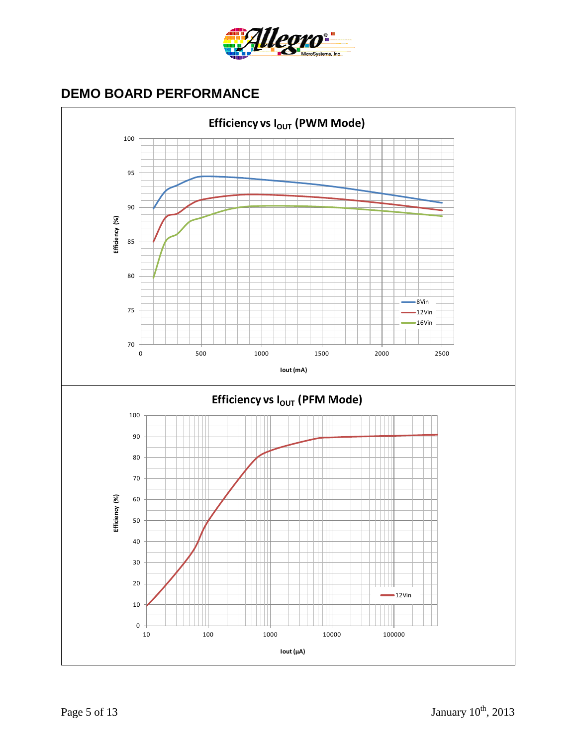## DEMO BOARD PERFORMANCE

**Efficiency vs $I_{OUT}$ (PWM Mode)**

Efficiency (%)

Iout (mA)

8Vin
12Vin
16Vin

**Efficiency vs $I_{OUT}$ (PFM Mode)**

Efficiency (%)

Iout (μA)

12Vin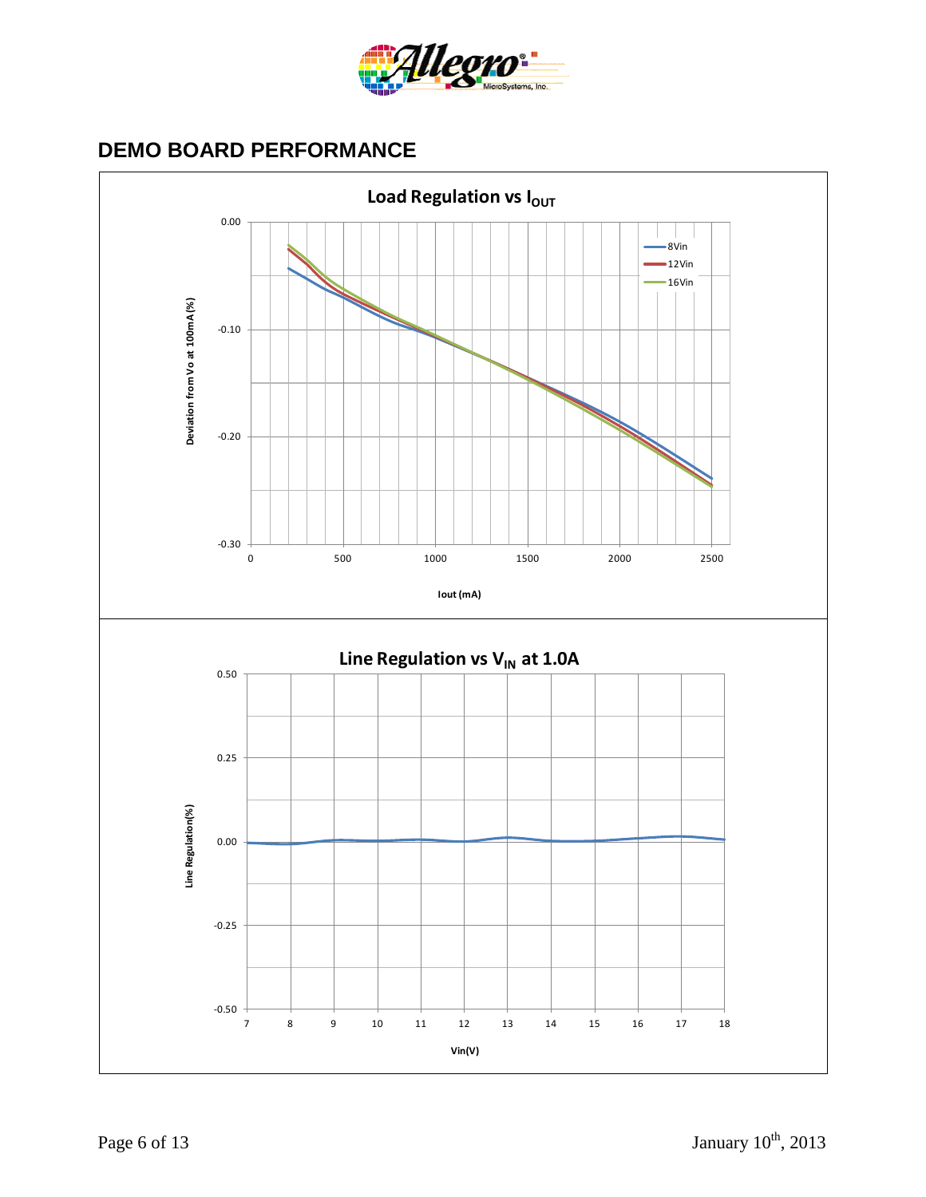## DEMO BOARD PERFORMANCE

**Load Regulation vs $I_{OUT}$**

Deviation from Vo at 100mA (%)

0.00
-0.10
-0.20
-0.30

0 500 1000 1500 2000 2500

Iout (mA)

8Vin
12Vin
16Vin

**Line Regulation vs $V_{IN}$ at 1.0A**

Line Regulation(%)

0.50
0.25
0.00
-0.25
-0.50

7 8 9 10 11 12 13 14 15 16 17 18

Vin(V)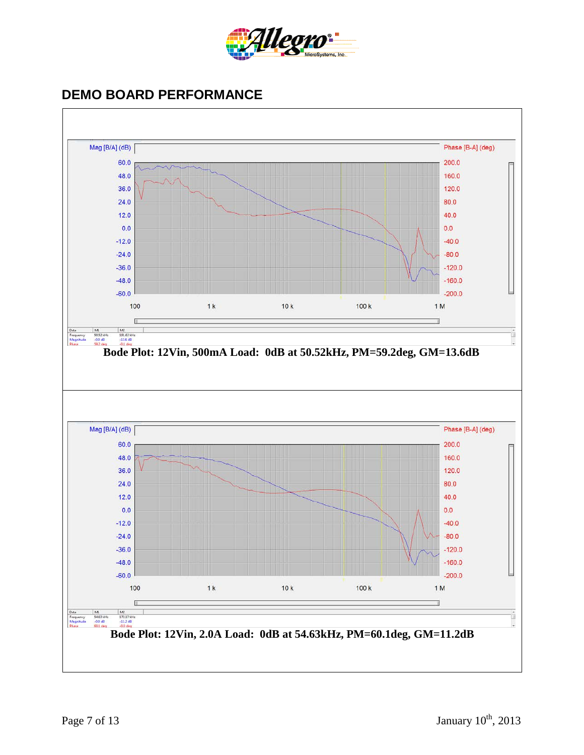## DEMO BOARD PERFORMANCE

Bode Plot: 12Vin, 500mA Load: 0dB at 50.52kHz, PM=59.2deg, GM=13.6dB

Bode Plot: 12Vin, 2.0A Load: 0dB at 54.63kHz, PM=60.1deg, GM=11.2dB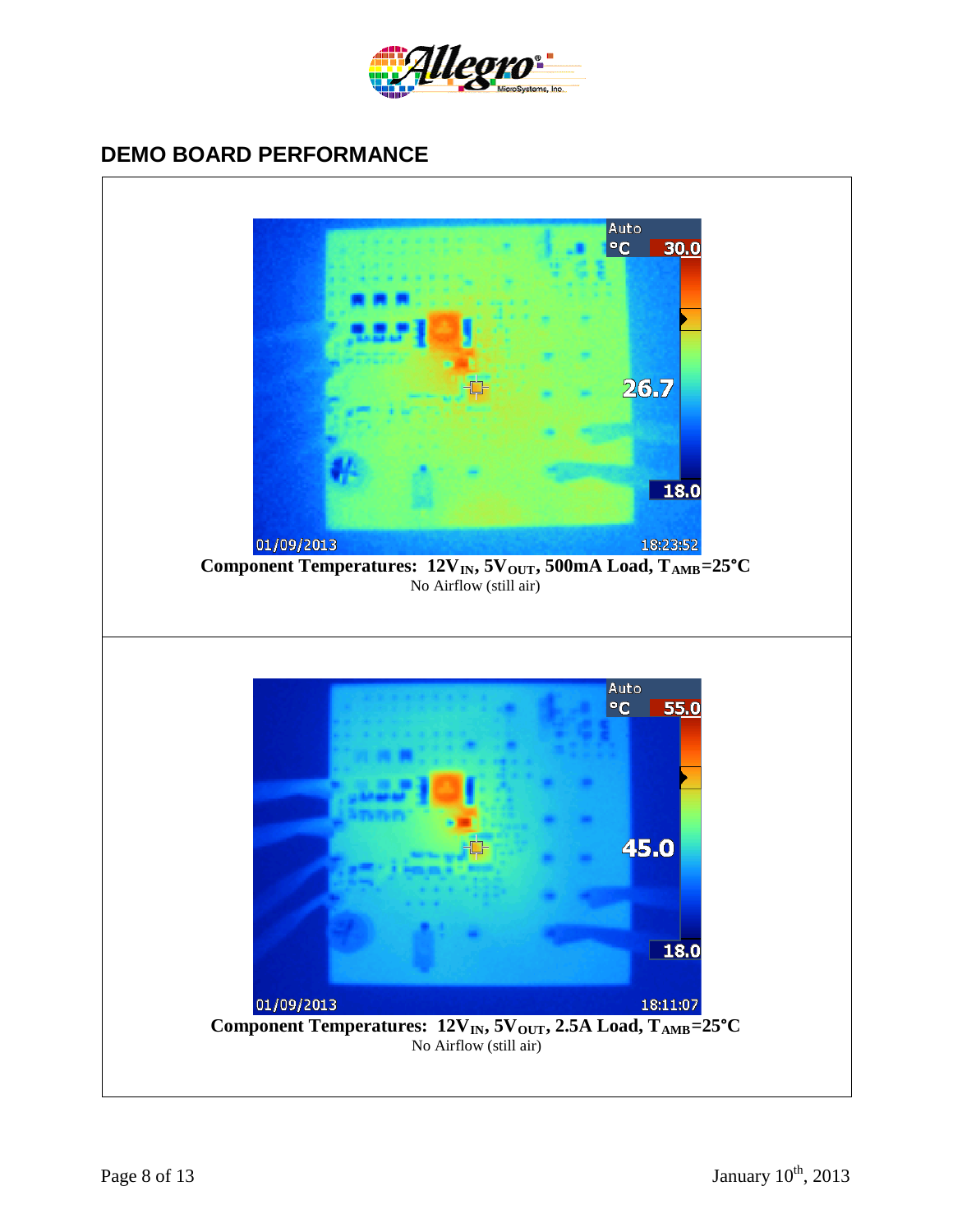## DEMO BOARD PERFORMANCE

**Component Temperatures: $12V_{IN}$, $5V_{OUT}$, 500mA Load, $T_{AMB}$=25°C**

No Airflow (still air)

**Component Temperatures: $12V_{IN}$, $5V_{OUT}$, 2.5A Load, $T_{AMB}$=25°C**

No Airflow (still air)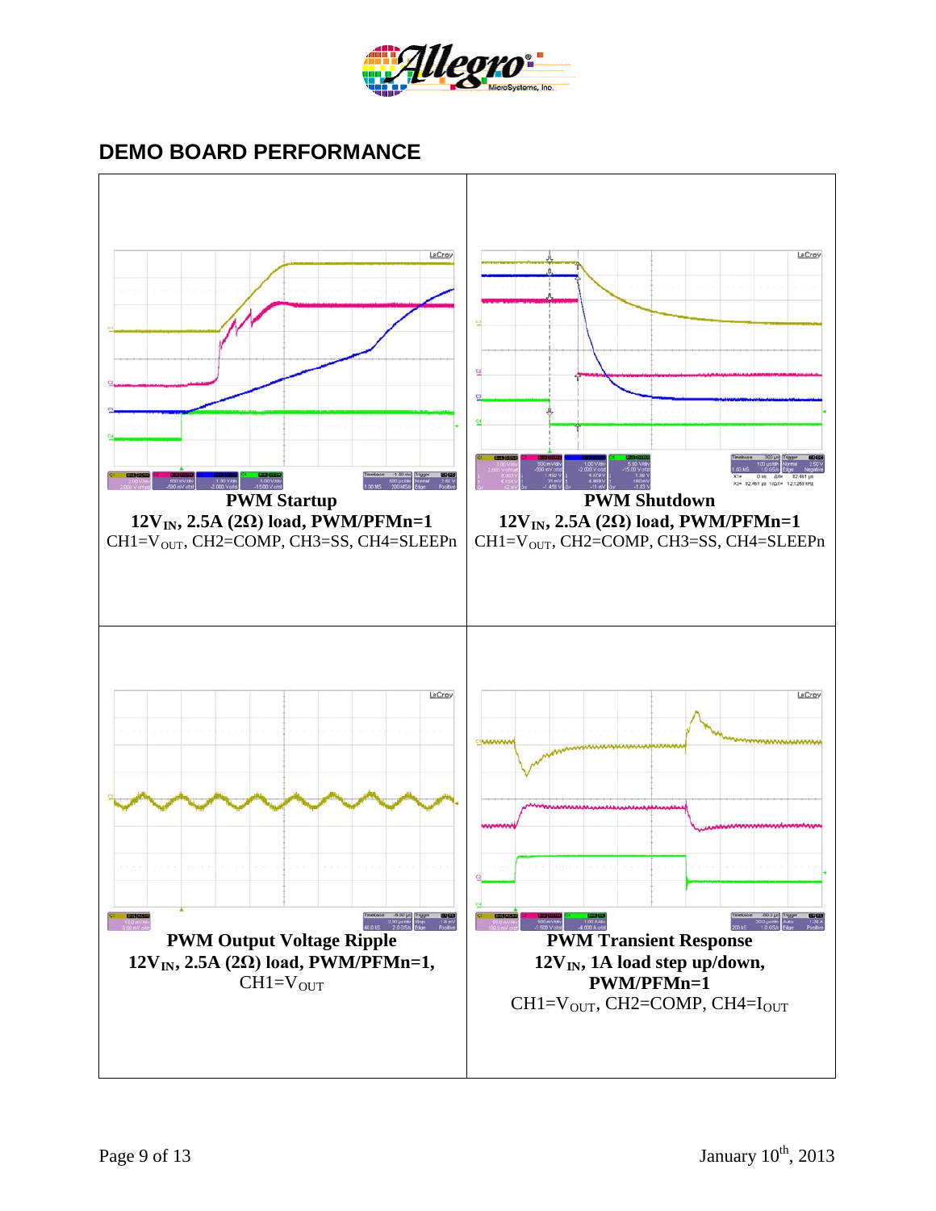## DEMO BOARD PERFORMANCE

| | |
|---|---|
| **PWM Startup**<br>**$12V_{IN}$, 2.5A (2Ω) load, PWM/PFMn=1**<br>CH1=$V_{OUT}$, CH2=COMP, CH3=SS, CH4=SLEEPn | **PWM Shutdown**<br>**$12V_{IN}$, 2.5A (2Ω) load, PWM/PFMn=1**<br>CH1=$V_{OUT}$, CH2=COMP, CH3=SS, CH4=SLEEPn |
| **PWM Output Voltage Ripple**<br>**$12V_{IN}$, 2.5A (2Ω) load, PWM/PFMn=1,**<br>CH1=$V_{OUT}$ | **PWM Transient Response**<br>**$12V_{IN}$, 1A load step up/down,**<br>**PWM/PFMn=1**<br>CH1=$V_{OUT}$, CH2=COMP, CH4=$I_{OUT}$ |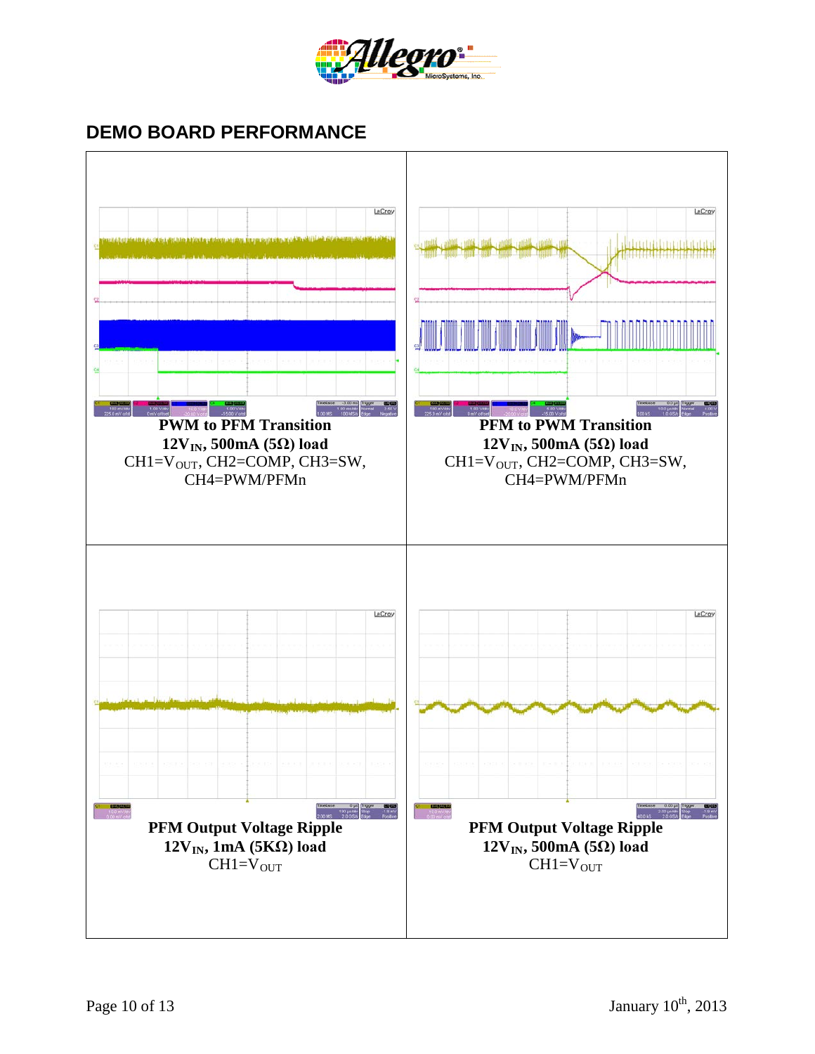## DEMO BOARD PERFORMANCE

| | |
|---|---|
| **PWM to PFM Transition**<br>**$12V_{IN}$, 500mA (5Ω) load**<br>CH1=$V_{OUT}$, CH2=COMP, CH3=SW, CH4=PWM/PFMn | **PFM to PWM Transition**<br>**$12V_{IN}$, 500mA (5Ω) load**<br>CH1=$V_{OUT}$, CH2=COMP, CH3=SW, CH4=PWM/PFMn |
| **PFM Output Voltage Ripple**<br>**$12V_{IN}$, 1mA (5KΩ) load**<br>CH1=$V_{OUT}$ | **PFM Output Voltage Ripple**<br>**$12V_{IN}$, 500mA (5Ω) load**<br>CH1=$V_{OUT}$ |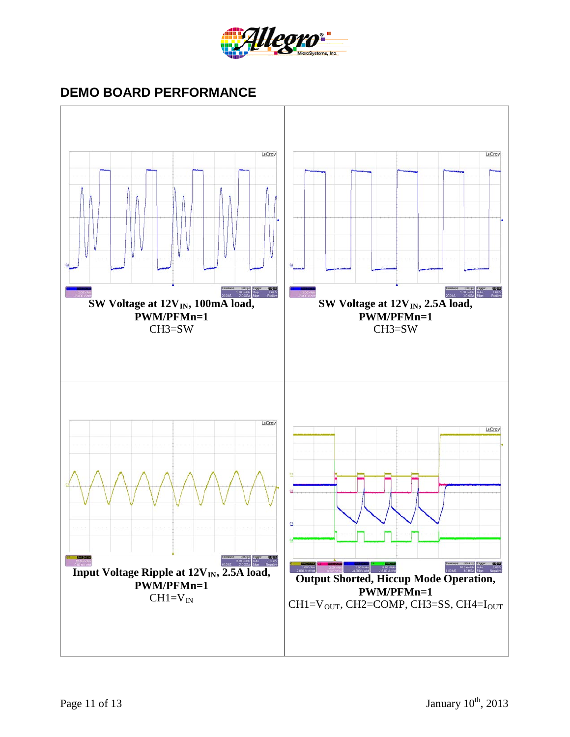## DEMO BOARD PERFORMANCE

| | |
|---|---|
| **SW Voltage at 12V$_{IN}$, 100mA load, PWM/PFMn=1**<br>CH3=SW | **SW Voltage at 12V$_{IN}$, 2.5A load, PWM/PFMn=1**<br>CH3=SW |
| **Input Voltage Ripple at 12V$_{IN}$, 2.5A load, PWM/PFMn=1**<br>CH1=V$_{IN}$ | **Output Shorted, Hiccup Mode Operation, PWM/PFMn=1**<br>CH1=V$_{OUT}$, CH2=COMP, CH3=SS, CH4=I$_{OUT}$ |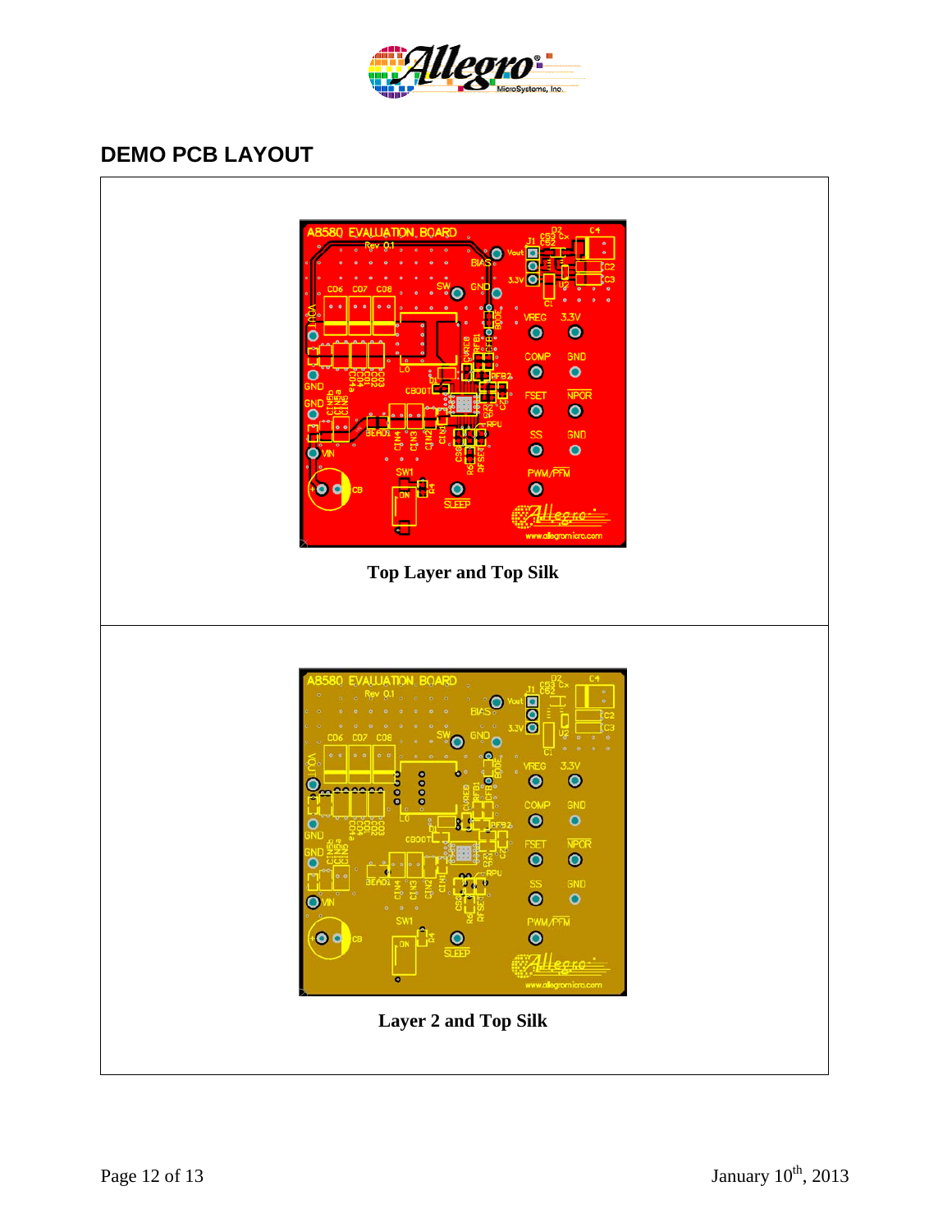## DEMO PCB LAYOUT

Top Layer and Top Silk

Layer 2 and Top Silk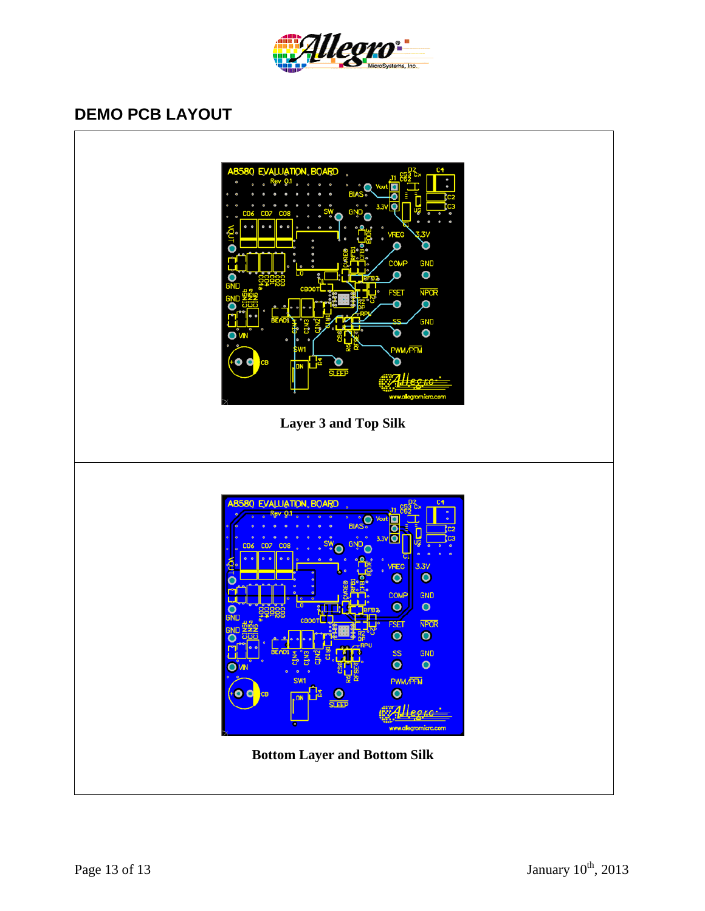## DEMO PCB LAYOUT

Layer 3 and Top Silk

Bottom Layer and Bottom Silk